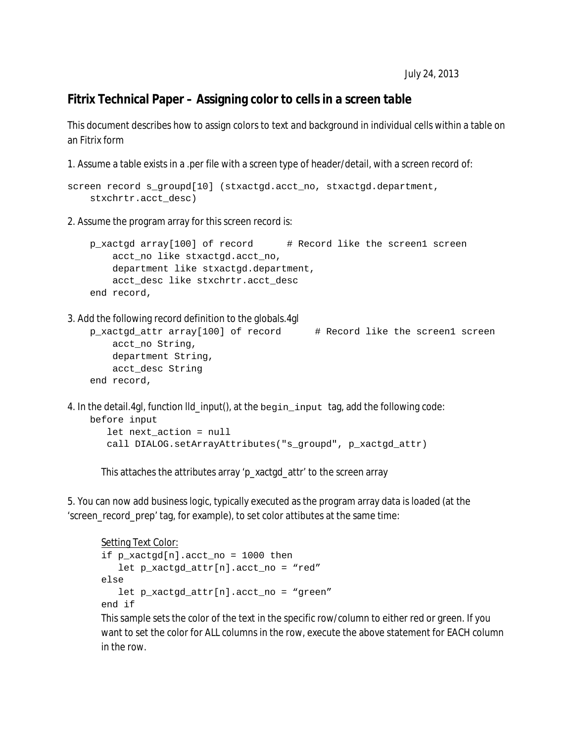July 24, 2013

## Fitrix Technical Paper – Assigning color to cells in a screen table

This document describes how to assign colors to text and background in individual cells within a table on an Fitrix form

1. Assume a table exists in a .per file with a screen type of header/detail, with a screen record of:

```
screen record s_groupd[10] (stxactgd.acct_no, stxactgd.department,
    stxchrtr.acct_desc)
```

2. Assume the program array for this screen record is:

```
    p_xactgd array[100] of record      # Record like the screen1 screen
        acct_no like stxactgd.acct_no,
        department like stxactgd.department,
        acct_desc like stxchrtr.acct_desc
    end record,
```

3. Add the following record definition to the globals.4gl

```
    p_xactgd_attr array[100] of record      # Record like the screen1 screen
        acct_no String,
        department String,
        acct_desc String
    end record,
```

4. In the detail.4gl, function lld_input(), at the `begin_input` tag, add the following code:

```
    before input
       let next_action = null
       call DIALOG.setArrayAttributes("s_groupd", p_xactgd_attr)
```

This attaches the attributes array 'p_xactgd_attr' to the screen array

5. You can now add business logic, typically executed as the program array data is loaded (at the 'screen_record_prep' tag, for example), to set color attibutes at the same time:

Setting Text Color:

```
if p_xactgd[n].acct_no = 1000 then
   let p_xactgd_attr[n].acct_no = "red"
else
   let p_xactgd_attr[n].acct_no = "green"
end if
```

This sample sets the color of the text in the specific row/column to either red or green. If you want to set the color for ALL columns in the row, execute the above statement for EACH column in the row.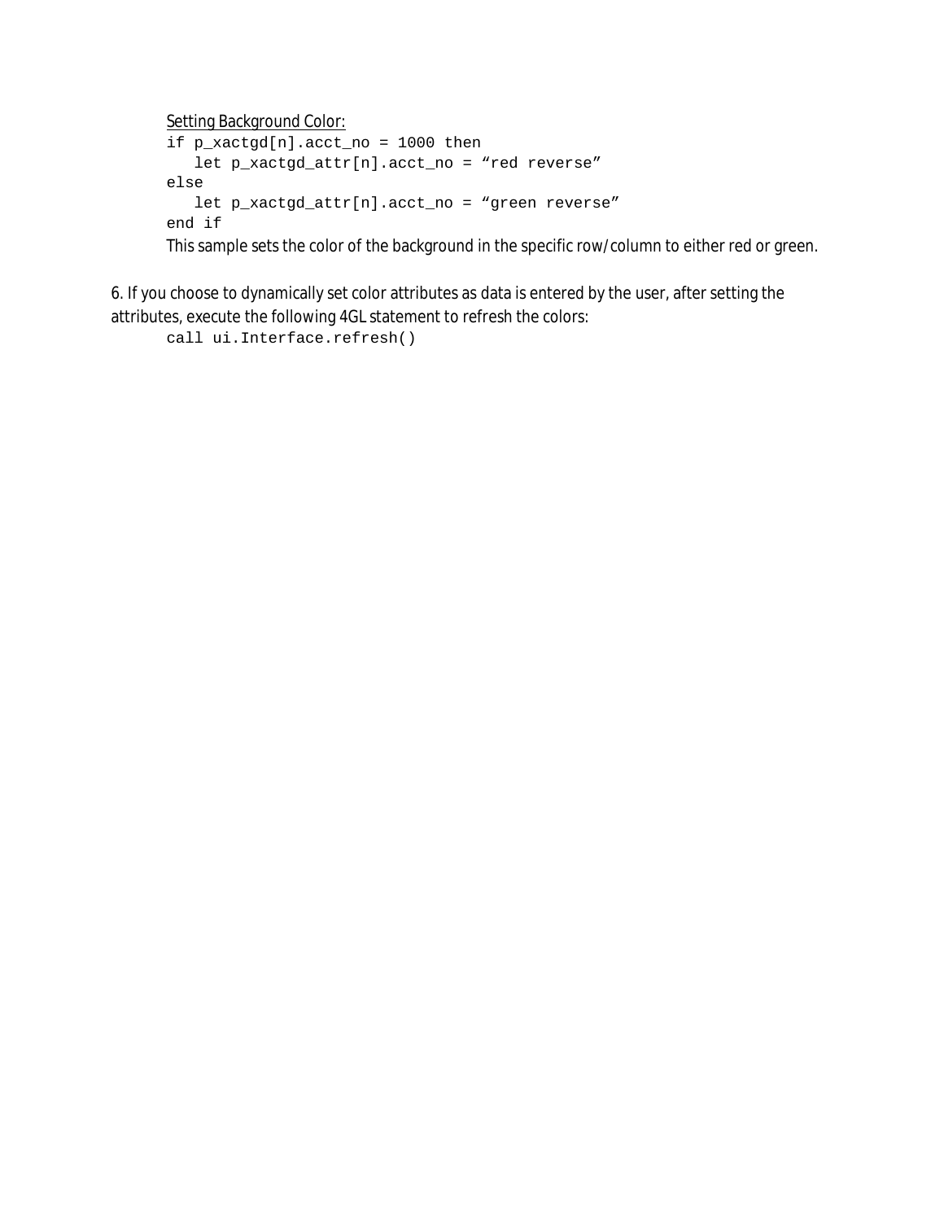<u>Setting Background Color:</u>

```
if p_xactgd[n].acct_no = 1000 then
   let p_xactgd_attr[n].acct_no = “red reverse”
else
   let p_xactgd_attr[n].acct_no = “green reverse”
end if
```

This sample sets the color of the background in the specific row/column to either red or green.

6. If you choose to dynamically set color attributes as data is entered by the user, after setting the attributes, execute the following 4GL statement to refresh the colors:

```
call ui.Interface.refresh()
```